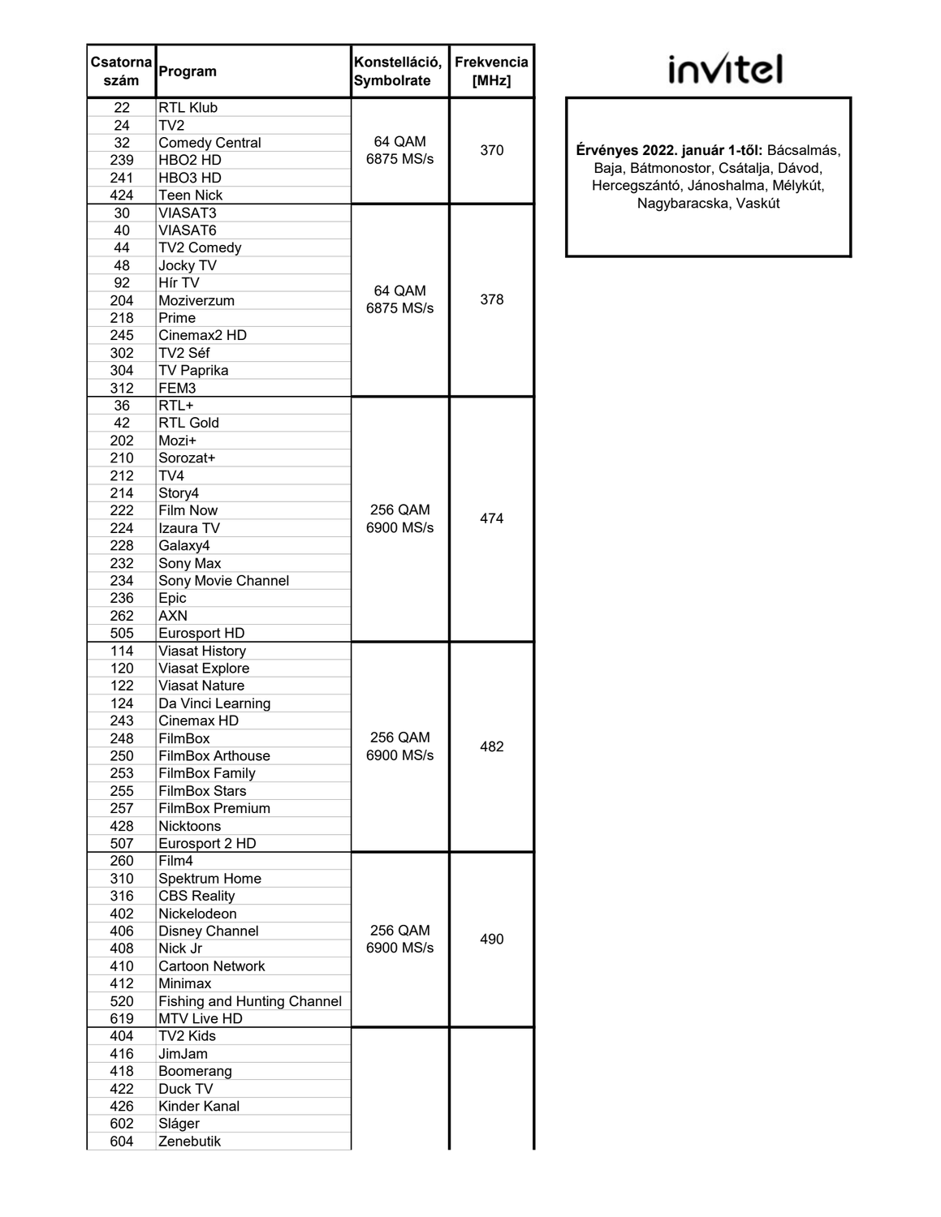invitel

**Érvényes 2022. január 1-től:** Bácsalmás, Baja, Bátmonostor, Csátalja, Dávod, Hercegszántó, Jánoshalma, Mélykút, Nagybaracska, Vaskút

| Csatorna szám | Program | Konstelláció, Symbolrate | Frekvencia [MHz] |
|---|---|---|---|
| 22 | RTL Klub | 64 QAM 6875 MS/s | 370 |
| 24 | TV2 | | |
| 32 | Comedy Central | | |
| 239 | HBO2 HD | | |
| 241 | HBO3 HD | | |
| 424 | Teen Nick | | |
| 30 | VIASAT3 | 64 QAM 6875 MS/s | 378 |
| 40 | VIASAT6 | | |
| 44 | TV2 Comedy | | |
| 48 | Jocky TV | | |
| 92 | Hír TV | | |
| 204 | Moziverzum | | |
| 218 | Prime | | |
| 245 | Cinemax2 HD | | |
| 302 | TV2 Séf | | |
| 304 | TV Paprika | | |
| 312 | FEM3 | | |
| 36 | RTL+ | 256 QAM 6900 MS/s | 474 |
| 42 | RTL Gold | | |
| 202 | Mozi+ | | |
| 210 | Sorozat+ | | |
| 212 | TV4 | | |
| 214 | Story4 | | |
| 222 | Film Now | | |
| 224 | Izaura TV | | |
| 228 | Galaxy4 | | |
| 232 | Sony Max | | |
| 234 | Sony Movie Channel | | |
| 236 | Epic | | |
| 262 | AXN | | |
| 505 | Eurosport HD | | |
| 114 | Viasat History | 256 QAM 6900 MS/s | 482 |
| 120 | Viasat Explore | | |
| 122 | Viasat Nature | | |
| 124 | Da Vinci Learning | | |
| 243 | Cinemax HD | | |
| 248 | FilmBox | | |
| 250 | FilmBox Arthouse | | |
| 253 | FilmBox Family | | |
| 255 | FilmBox Stars | | |
| 257 | FilmBox Premium | | |
| 428 | Nicktoons | | |
| 507 | Eurosport 2 HD | | |
| 260 | Film4 | 256 QAM 6900 MS/s | 490 |
| 310 | Spektrum Home | | |
| 316 | CBS Reality | | |
| 402 | Nickelodeon | | |
| 406 | Disney Channel | | |
| 408 | Nick Jr | | |
| 410 | Cartoon Network | | |
| 412 | Minimax | | |
| 520 | Fishing and Hunting Channel | | |
| 619 | MTV Live HD | | |
| 404 | TV2 Kids | | |
| 416 | JimJam | | |
| 418 | Boomerang | | |
| 422 | Duck TV | | |
| 426 | Kinder Kanal | | |
| 602 | Sláger | | |
| 604 | Zenebutik | | |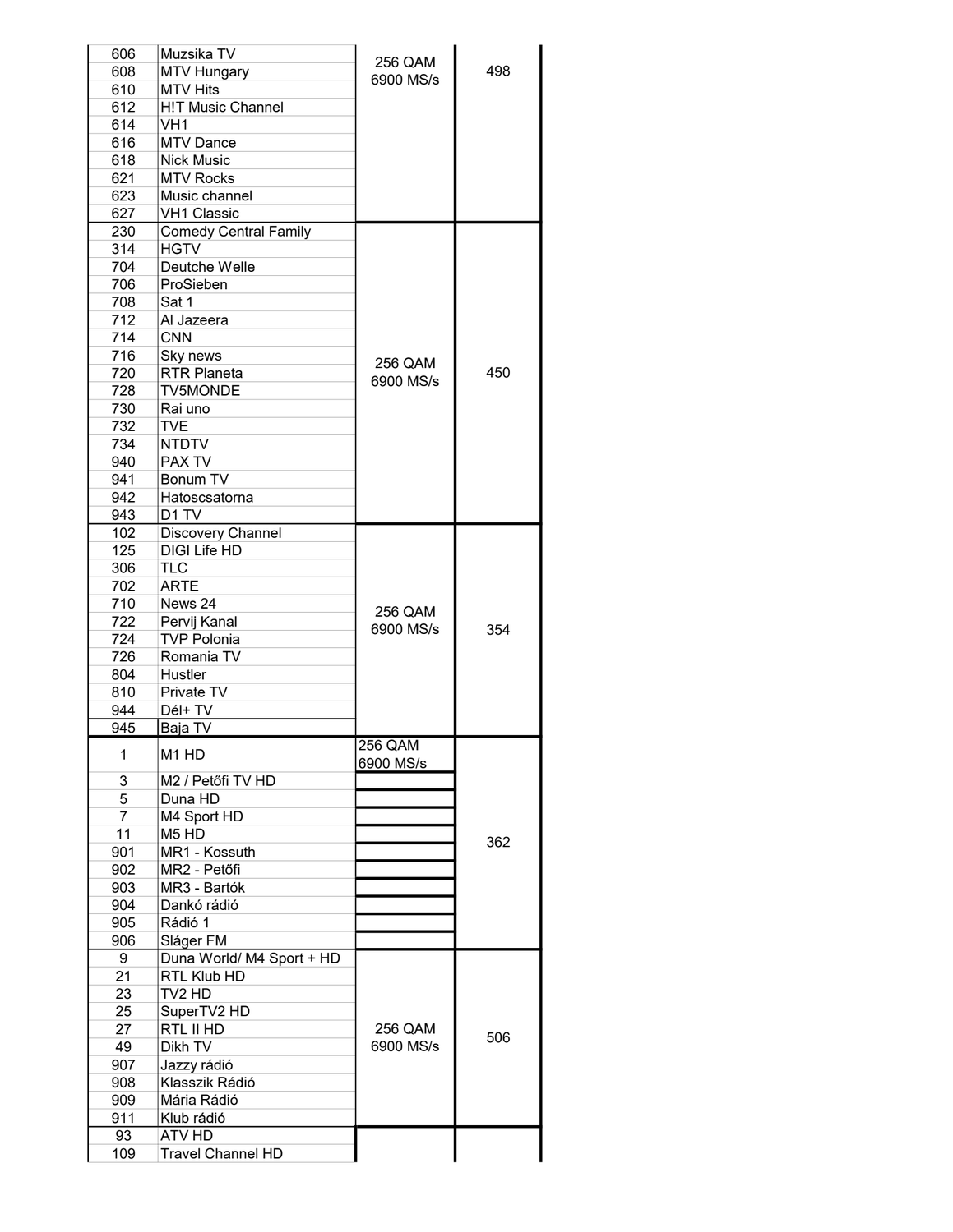| | | | |
|---|---|---|---|
| 606 | Muzsika TV | 256 QAM 6900 MS/s | 498 |
| 608 | MTV Hungary | | |
| 610 | MTV Hits | | |
| 612 | H!T Music Channel | | |
| 614 | VH1 | | |
| 616 | MTV Dance | | |
| 618 | Nick Music | | |
| 621 | MTV Rocks | | |
| 623 | Music channel | | |
| 627 | VH1 Classic | | |
| 230 | Comedy Central Family | 256 QAM 6900 MS/s | 450 |
| 314 | HGTV | | |
| 704 | Deutche Welle | | |
| 706 | ProSieben | | |
| 708 | Sat 1 | | |
| 712 | Al Jazeera | | |
| 714 | CNN | | |
| 716 | Sky news | | |
| 720 | RTR Planeta | | |
| 728 | TV5MONDE | | |
| 730 | Rai uno | | |
| 732 | TVE | | |
| 734 | NTDTV | | |
| 940 | PAX TV | | |
| 941 | Bonum TV | | |
| 942 | Hatoscsatorna | | |
| 943 | D1 TV | | |
| 102 | Discovery Channel | 256 QAM 6900 MS/s | 354 |
| 125 | DIGI Life HD | | |
| 306 | TLC | | |
| 702 | ARTE | | |
| 710 | News 24 | | |
| 722 | Pervij Kanal | | |
| 724 | TVP Polonia | | |
| 726 | Romania TV | | |
| 804 | Hustler | | |
| 810 | Private TV | | |
| 944 | Dél+ TV | | |
| 945 | Baja TV | | |
| 1 | M1 HD | 256 QAM 6900 MS/s | 362 |
| 3 | M2 / Petőfi TV HD | | |
| 5 | Duna HD | | |
| 7 | M4 Sport HD | | |
| 11 | M5 HD | | |
| 901 | MR1 - Kossuth | | |
| 902 | MR2 - Petőfi | | |
| 903 | MR3 - Bartók | | |
| 904 | Dankó rádió | | |
| 905 | Rádió 1 | | |
| 906 | Sláger FM | | |
| 9 | Duna World/ M4 Sport + HD | 256 QAM 6900 MS/s | 506 |
| 21 | RTL Klub HD | | |
| 23 | TV2 HD | | |
| 25 | SuperTV2 HD | | |
| 27 | RTL II HD | | |
| 49 | Dikh TV | | |
| 907 | Jazzy rádió | | |
| 908 | Klasszik Rádió | | |
| 909 | Mária Rádió | | |
| 911 | Klub rádió | | |
| 93 | ATV HD | | |
| 109 | Travel Channel HD | | |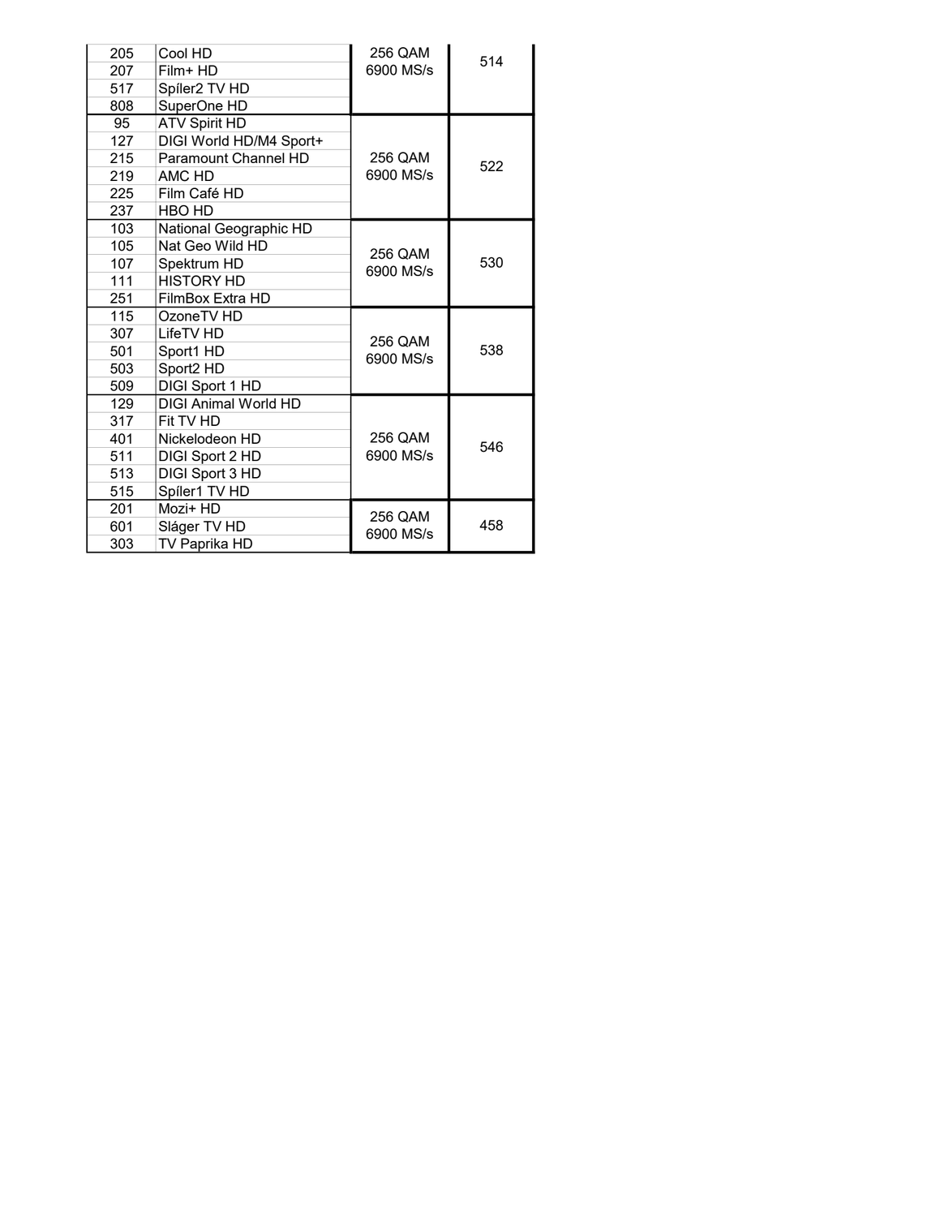| | | | |
|---|---|---|---|
| 205 | Cool HD | 256 QAM 6900 MS/s | 514 |
| 207 | Film+ HD | | |
| 517 | Spíler2 TV HD | | |
| 808 | SuperOne HD | | |
| 95 | ATV Spirit HD | 256 QAM 6900 MS/s | 522 |
| 127 | DIGI World HD/M4 Sport+ | | |
| 215 | Paramount Channel HD | | |
| 219 | AMC HD | | |
| 225 | Film Café HD | | |
| 237 | HBO HD | | |
| 103 | National Geographic HD | 256 QAM 6900 MS/s | 530 |
| 105 | Nat Geo Wild HD | | |
| 107 | Spektrum HD | | |
| 111 | HISTORY HD | | |
| 251 | FilmBox Extra HD | | |
| 115 | OzoneTV HD | 256 QAM 6900 MS/s | 538 |
| 307 | LifeTV HD | | |
| 501 | Sport1 HD | | |
| 503 | Sport2 HD | | |
| 509 | DIGI Sport 1 HD | | |
| 129 | DIGI Animal World HD | 256 QAM 6900 MS/s | 546 |
| 317 | Fit TV HD | | |
| 401 | Nickelodeon HD | | |
| 511 | DIGI Sport 2 HD | | |
| 513 | DIGI Sport 3 HD | | |
| 515 | Spíler1 TV HD | | |
| 201 | Mozi+ HD | 256 QAM 6900 MS/s | 458 |
| 601 | Sláger TV HD | | |
| 303 | TV Paprika HD | | |